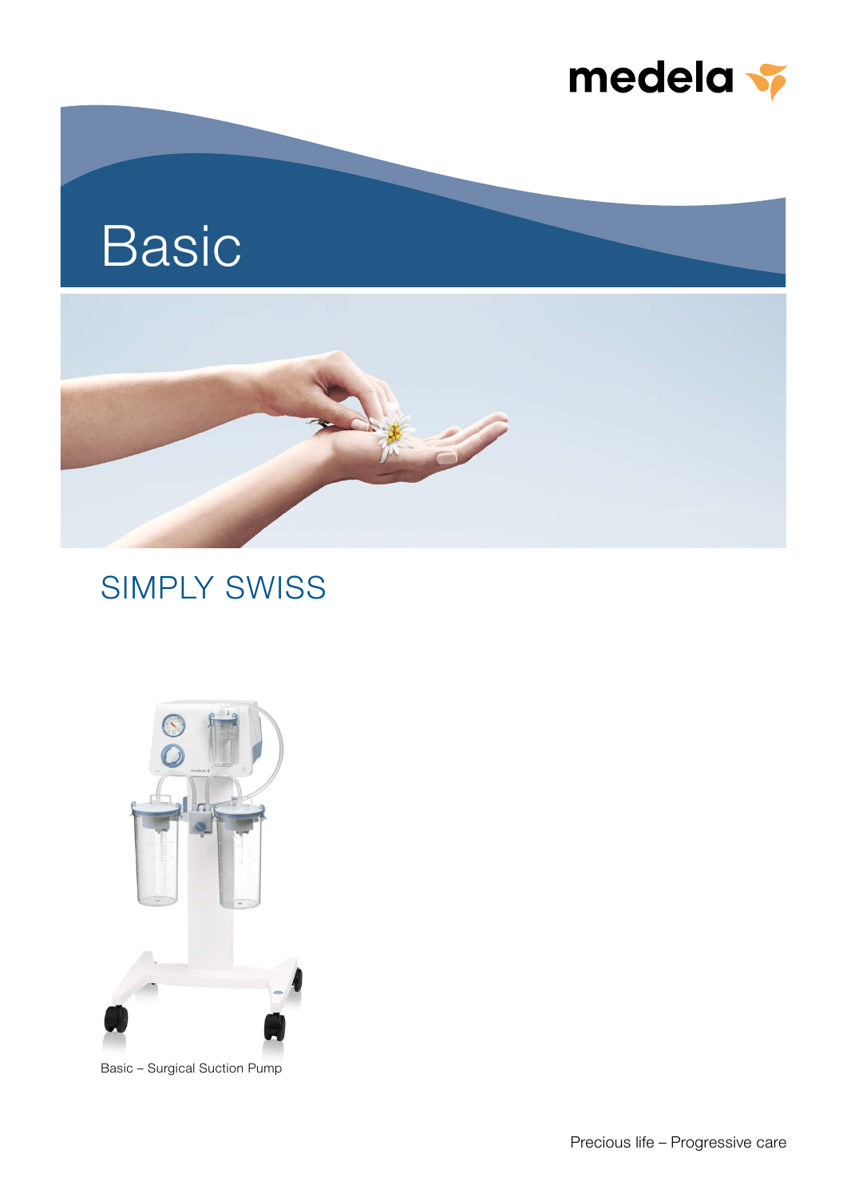medela

# Basic

## SIMPLY SWISS

Basic – Surgical Suction Pump

Precious life – Progressive care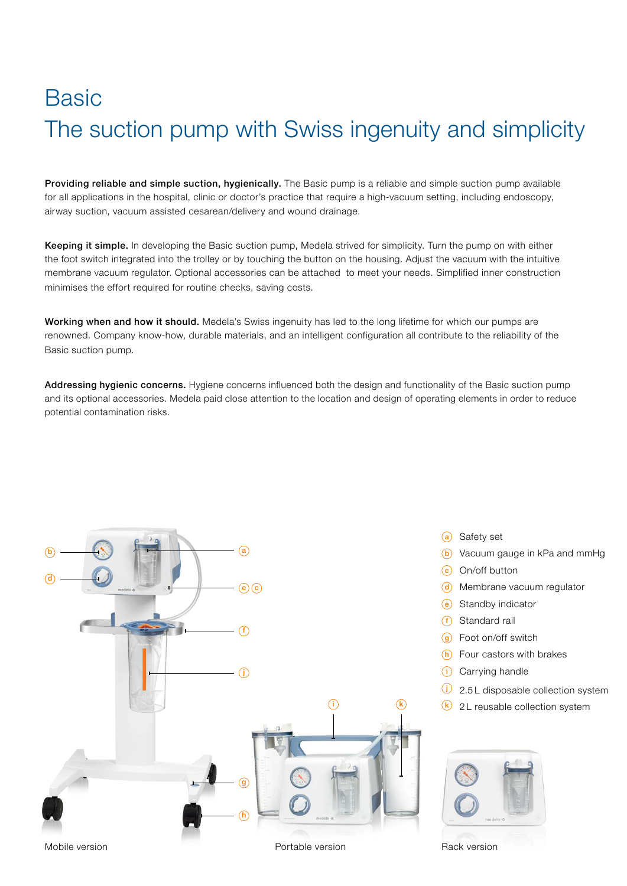# Basic
## The suction pump with Swiss ingenuity and simplicity

**Providing reliable and simple suction, hygienically.** The Basic pump is a reliable and simple suction pump available for all applications in the hospital, clinic or doctor's practice that require a high-vacuum setting, including endoscopy, airway suction, vacuum assisted cesarean/delivery and wound drainage.

**Keeping it simple.** In developing the Basic suction pump, Medela strived for simplicity. Turn the pump on with either the foot switch integrated into the trolley or by touching the button on the housing. Adjust the vacuum with the intuitive membrane vacuum regulator. Optional accessories can be attached to meet your needs. Simplified inner construction minimises the effort required for routine checks, saving costs.

**Working when and how it should.** Medela's Swiss ingenuity has led to the long lifetime for which our pumps are renowned. Company know-how, durable materials, and an intelligent configuration all contribute to the reliability of the Basic suction pump.

**Addressing hygienic concerns.** Hygiene concerns influenced both the design and functionality of the Basic suction pump and its optional accessories. Medela paid close attention to the location and design of operating elements in order to reduce potential contamination risks.

- (a) Safety set
- (b) Vacuum gauge in kPa and mmHg
- (c) On/off button
- (d) Membrane vacuum regulator
- (e) Standby indicator
- (f) Standard rail
- (g) Foot on/off switch
- (h) Four castors with brakes
- (i) Carrying handle
- (j) 2.5 L disposable collection system
- (k) 2 L reusable collection system

Mobile version

Portable version

Rack version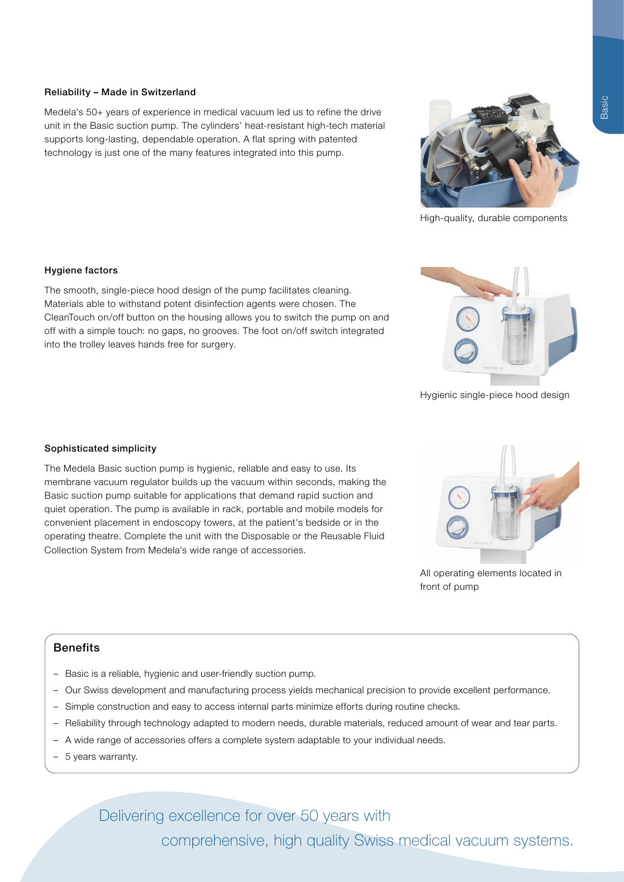### Reliability – Made in Switzerland

Medela's 50+ years of experience in medical vacuum led us to refine the drive unit in the Basic suction pump. The cylinders' heat-resistant high-tech material supports long-lasting, dependable operation. A flat spring with patented technology is just one of the many features integrated into this pump.

High-quality, durable components

### Hygiene factors

The smooth, single-piece hood design of the pump facilitates cleaning. Materials able to withstand potent disinfection agents were chosen. The CleanTouch on/off button on the housing allows you to switch the pump on and off with a simple touch: no gaps, no grooves. The foot on/off switch integrated into the trolley leaves hands free for surgery.

Hygienic single-piece hood design

### Sophisticated simplicity

The Medela Basic suction pump is hygienic, reliable and easy to use. Its membrane vacuum regulator builds up the vacuum within seconds, making the Basic suction pump suitable for applications that demand rapid suction and quiet operation. The pump is available in rack, portable and mobile models for convenient placement in endoscopy towers, at the patient's bedside or in the operating theatre. Complete the unit with the Disposable or the Reusable Fluid Collection System from Medela's wide range of accessories.

All operating elements located in front of pump

## Benefits

- Basic is a reliable, hygienic and user-friendly suction pump.
- Our Swiss development and manufacturing process yields mechanical precision to provide excellent performance.
- Simple construction and easy to access internal parts minimize efforts during routine checks.
- Reliability through technology adapted to modern needs, durable materials, reduced amount of wear and tear parts.
- A wide range of accessories offers a complete system adaptable to your individual needs.
- 5 years warranty.

Delivering excellence for over 50 years with comprehensive, high quality Swiss medical vacuum systems.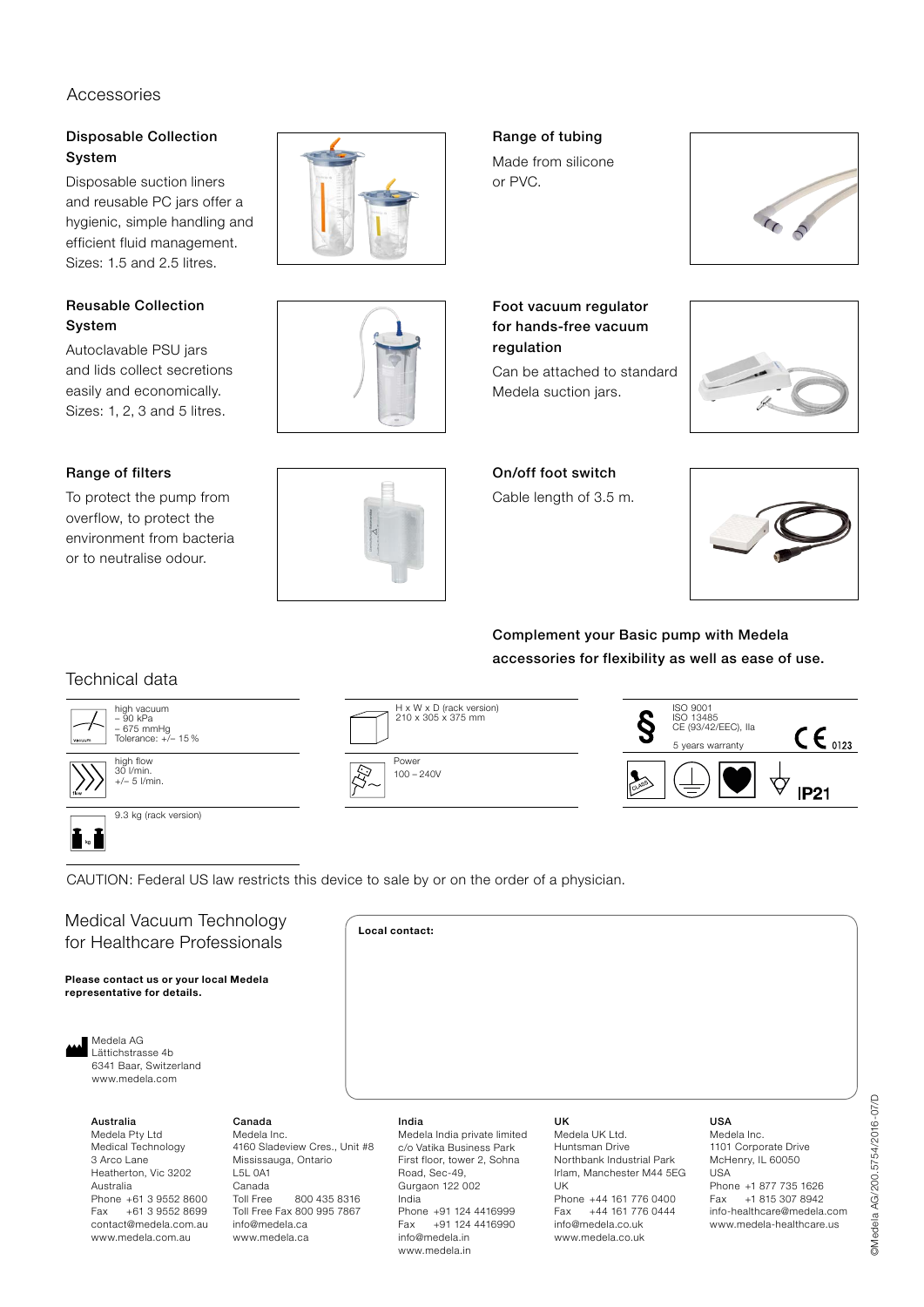# Accessories

### Disposable Collection System

Disposable suction liners and reusable PC jars offer a hygienic, simple handling and efficient fluid management. Sizes: 1.5 and 2.5 litres.

### Range of tubing

Made from silicone or PVC.

### Reusable Collection System

Autoclavable PSU jars and lids collect secretions easily and economically. Sizes: 1, 2, 3 and 5 litres.

### Foot vacuum regulator for hands-free vacuum regulation

Can be attached to standard Medela suction jars.

### Range of filters

To protect the pump from overflow, to protect the environment from bacteria or to neutralise odour.

### On/off foot switch

Cable length of 3.5 m.

**Complement your Basic pump with Medela accessories for flexibility as well as ease of use.**

## Technical data

vacuum
high vacuum
– 90 kPa
– 675 mmHg
Tolerance: +/– 15 %

flow
high flow
30 l/min.
+/– 5 l/min.

kg
9.3 kg (rack version)

H x W x D (rack version)
210 x 305 x 375 mm

Power
100 – 240V

ISO 9001
ISO 13485
CE (93/42/EEC), IIa
5 years warranty

CE 0123

CLASS

IP21

CAUTION: Federal US law restricts this device to sale by or on the order of a physician.

## Medical Vacuum Technology for Healthcare Professionals

**Please contact us or your local Medela representative for details.**

**Local contact:**

Medela AG
Lättichstrasse 4b
6341 Baar, Switzerland
www.medela.com

**Australia**
Medela Pty Ltd
Medical Technology
3 Arco Lane
Heatherton, Vic 3202
Australia
Phone +61 3 9552 8600
Fax +61 3 9552 8699
contact@medela.com.au
www.medela.com.au

**Canada**
Medela Inc.
4160 Sladeview Cres., Unit #8
Mississauga, Ontario
L5L 0A1
Canada
Toll Free 800 435 8316
Toll Free Fax 800 995 7867
info@medela.ca
www.medela.ca

**India**
Medela India private limited
c/o Vatika Business Park
First floor, tower 2, Sohna
Road, Sec-49,
Gurgaon 122 002
India
Phone +91 124 4416999
Fax +91 124 4416990
info@medela.in
www.medela.in

**UK**
Medela UK Ltd.
Huntsman Drive
Northbank Industrial Park
Irlam, Manchester M44 5EG
UK
Phone +44 161 776 0400
Fax +44 161 776 0444
info@medela.co.uk
www.medela.co.uk

**USA**
Medela Inc.
1101 Corporate Drive
McHenry, IL 60050
USA
Phone +1 877 735 1626
Fax +1 815 307 8942
info-healthcare@medela.com
www.medela-healthcare.us

©Medela AG/200.5754/2016-07/D